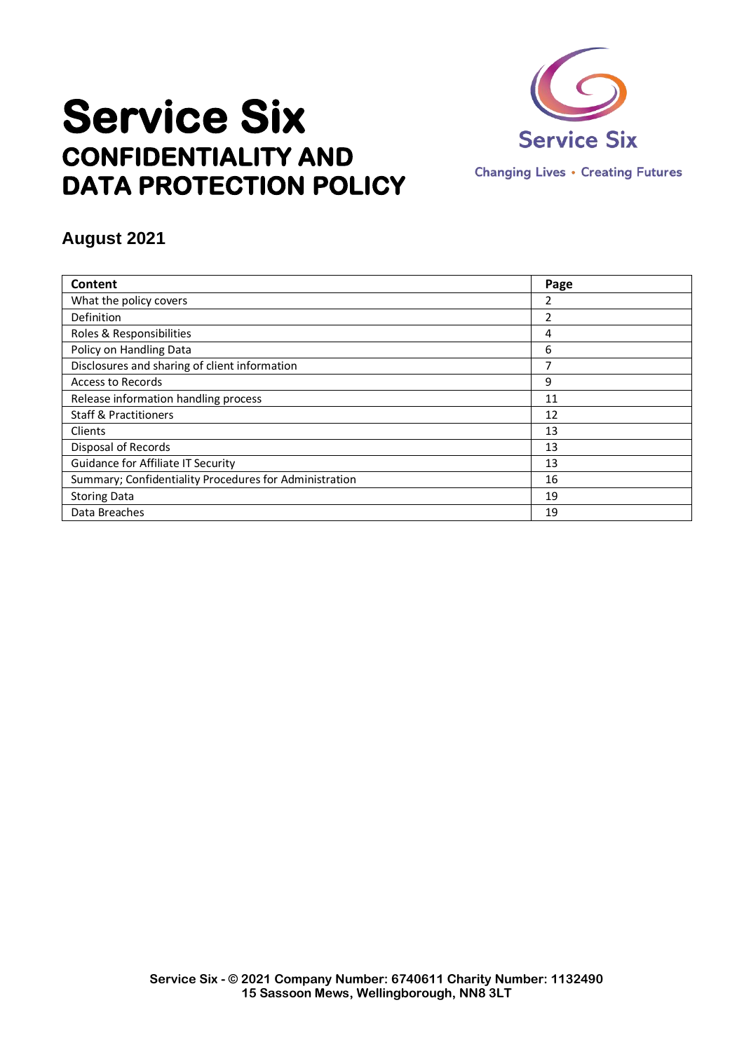# Service Six

## CONFIDENTIALITY AND DATA PROTECTION POLICY

Service Six

Changing Lives • Creating Futures

### August 2021

| Content | Page |
|---|---|
| What the policy covers | 2 |
| Definition | 2 |
| Roles & Responsibilities | 4 |
| Policy on Handling Data | 6 |
| Disclosures and sharing of client information | 7 |
| Access to Records | 9 |
| Release information handling process | 11 |
| Staff & Practitioners | 12 |
| Clients | 13 |
| Disposal of Records | 13 |
| Guidance for Affiliate IT Security | 13 |
| Summary; Confidentiality Procedures for Administration | 16 |
| Storing Data | 19 |
| Data Breaches | 19 |

**Service Six - © 2021 Company Number: 6740611 Charity Number: 1132490**
**15 Sassoon Mews, Wellingborough, NN8 3LT**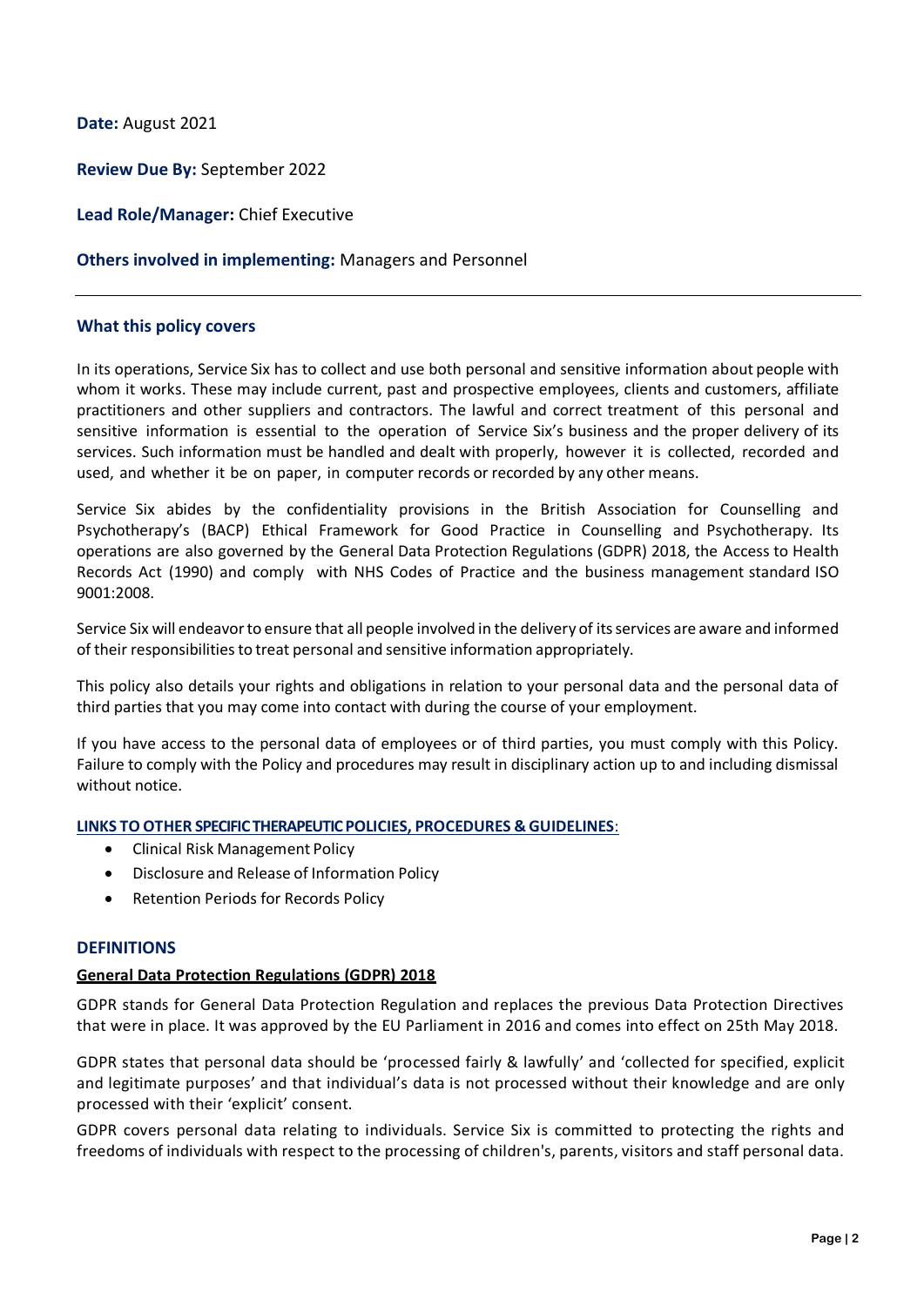**Date:** August 2021

**Review Due By:** September 2022

**Lead Role/Manager:** Chief Executive

**Others involved in implementing:** Managers and Personnel

---

### What this policy covers

In its operations, Service Six has to collect and use both personal and sensitive information about people with whom it works. These may include current, past and prospective employees, clients and customers, affiliate practitioners and other suppliers and contractors. The lawful and correct treatment of this personal and sensitive information is essential to the operation of Service Six's business and the proper delivery of its services. Such information must be handled and dealt with properly, however it is collected, recorded and used, and whether it be on paper, in computer records or recorded by any other means.

Service Six abides by the confidentiality provisions in the British Association for Counselling and Psychotherapy's (BACP) Ethical Framework for Good Practice in Counselling and Psychotherapy. Its operations are also governed by the General Data Protection Regulations (GDPR) 2018, the Access to Health Records Act (1990) and comply with NHS Codes of Practice and the business management standard ISO 9001:2008.

Service Six will endeavor to ensure that all people involved in the delivery of its services are aware and informed of their responsibilities to treat personal and sensitive information appropriately.

This policy also details your rights and obligations in relation to your personal data and the personal data of third parties that you may come into contact with during the course of your employment.

If you have access to the personal data of employees or of third parties, you must comply with this Policy. Failure to comply with the Policy and procedures may result in disciplinary action up to and including dismissal without notice.

**LINKS TO OTHER SPECIFIC THERAPEUTIC POLICIES, PROCEDURES & GUIDELINES**:

- Clinical Risk Management Policy
- Disclosure and Release of Information Policy
- Retention Periods for Records Policy

### DEFINITIONS

**General Data Protection Regulations (GDPR) 2018**

GDPR stands for General Data Protection Regulation and replaces the previous Data Protection Directives that were in place. It was approved by the EU Parliament in 2016 and comes into effect on 25th May 2018.

GDPR states that personal data should be 'processed fairly & lawfully' and 'collected for specified, explicit and legitimate purposes' and that individual's data is not processed without their knowledge and are only processed with their 'explicit' consent.

GDPR covers personal data relating to individuals. Service Six is committed to protecting the rights and freedoms of individuals with respect to the processing of children's, parents, visitors and staff personal data.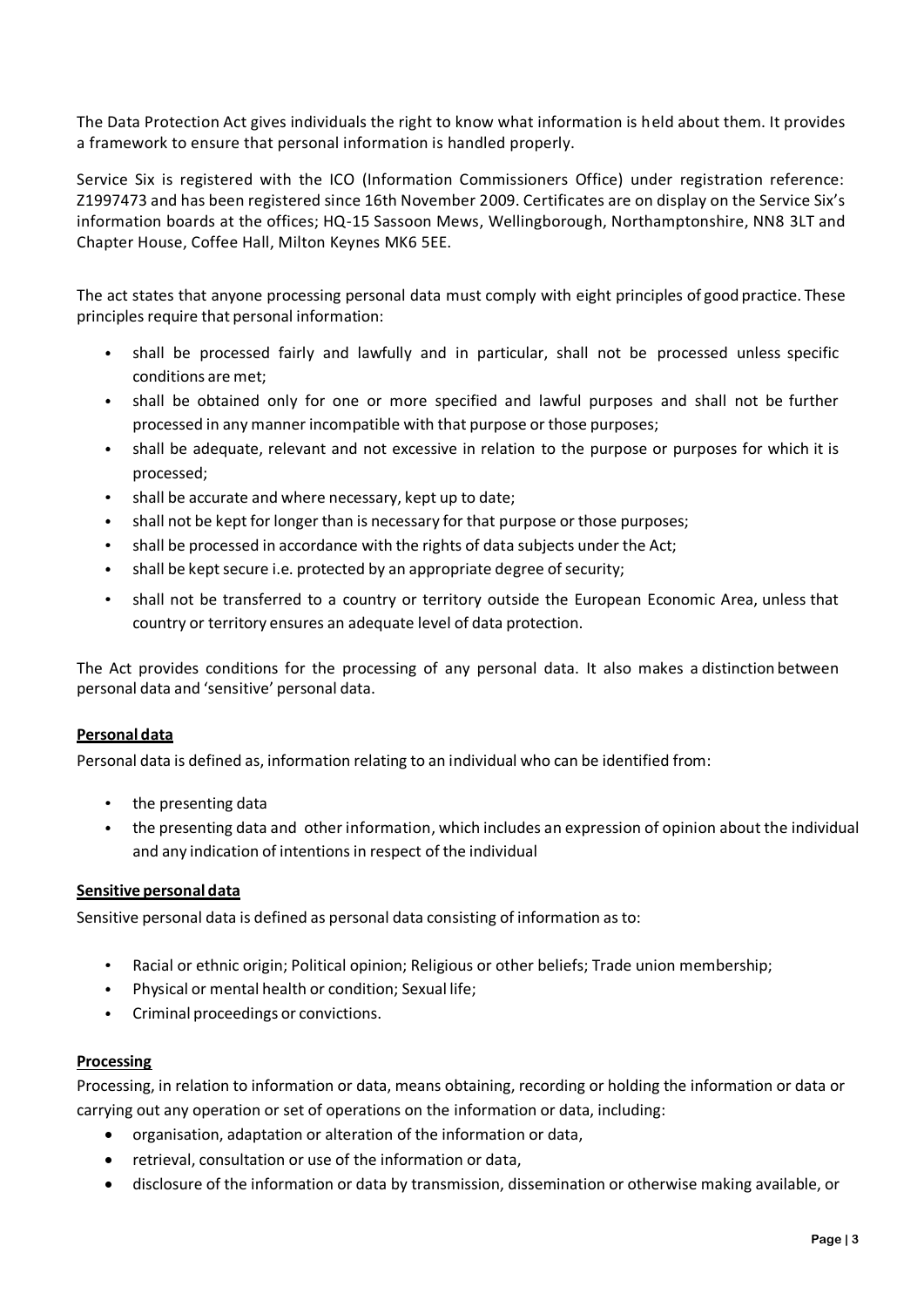The Data Protection Act gives individuals the right to know what information is held about them. It provides a framework to ensure that personal information is handled properly.

Service Six is registered with the ICO (Information Commissioners Office) under registration reference: Z1997473 and has been registered since 16th November 2009. Certificates are on display on the Service Six's information boards at the offices; HQ-15 Sassoon Mews, Wellingborough, Northamptonshire, NN8 3LT and Chapter House, Coffee Hall, Milton Keynes MK6 5EE.

The act states that anyone processing personal data must comply with eight principles of good practice. These principles require that personal information:

- shall be processed fairly and lawfully and in particular, shall not be processed unless specific conditions are met;
- shall be obtained only for one or more specified and lawful purposes and shall not be further processed in any manner incompatible with that purpose or those purposes;
- shall be adequate, relevant and not excessive in relation to the purpose or purposes for which it is processed;
- shall be accurate and where necessary, kept up to date;
- shall not be kept for longer than is necessary for that purpose or those purposes;
- shall be processed in accordance with the rights of data subjects under the Act;
- shall be kept secure i.e. protected by an appropriate degree of security;
- shall not be transferred to a country or territory outside the European Economic Area, unless that country or territory ensures an adequate level of data protection.

The Act provides conditions for the processing of any personal data. It also makes a distinction between personal data and 'sensitive' personal data.

**Personal data**

Personal data is defined as, information relating to an individual who can be identified from:

- the presenting data
- the presenting data and other information, which includes an expression of opinion about the individual and any indication of intentions in respect of the individual

**Sensitive personal data**

Sensitive personal data is defined as personal data consisting of information as to:

- Racial or ethnic origin; Political opinion; Religious or other beliefs; Trade union membership;
- Physical or mental health or condition; Sexual life;
- Criminal proceedings or convictions.

**Processing**

Processing, in relation to information or data, means obtaining, recording or holding the information or data or carrying out any operation or set of operations on the information or data, including:

- organisation, adaptation or alteration of the information or data,
- retrieval, consultation or use of the information or data,
- disclosure of the information or data by transmission, dissemination or otherwise making available, or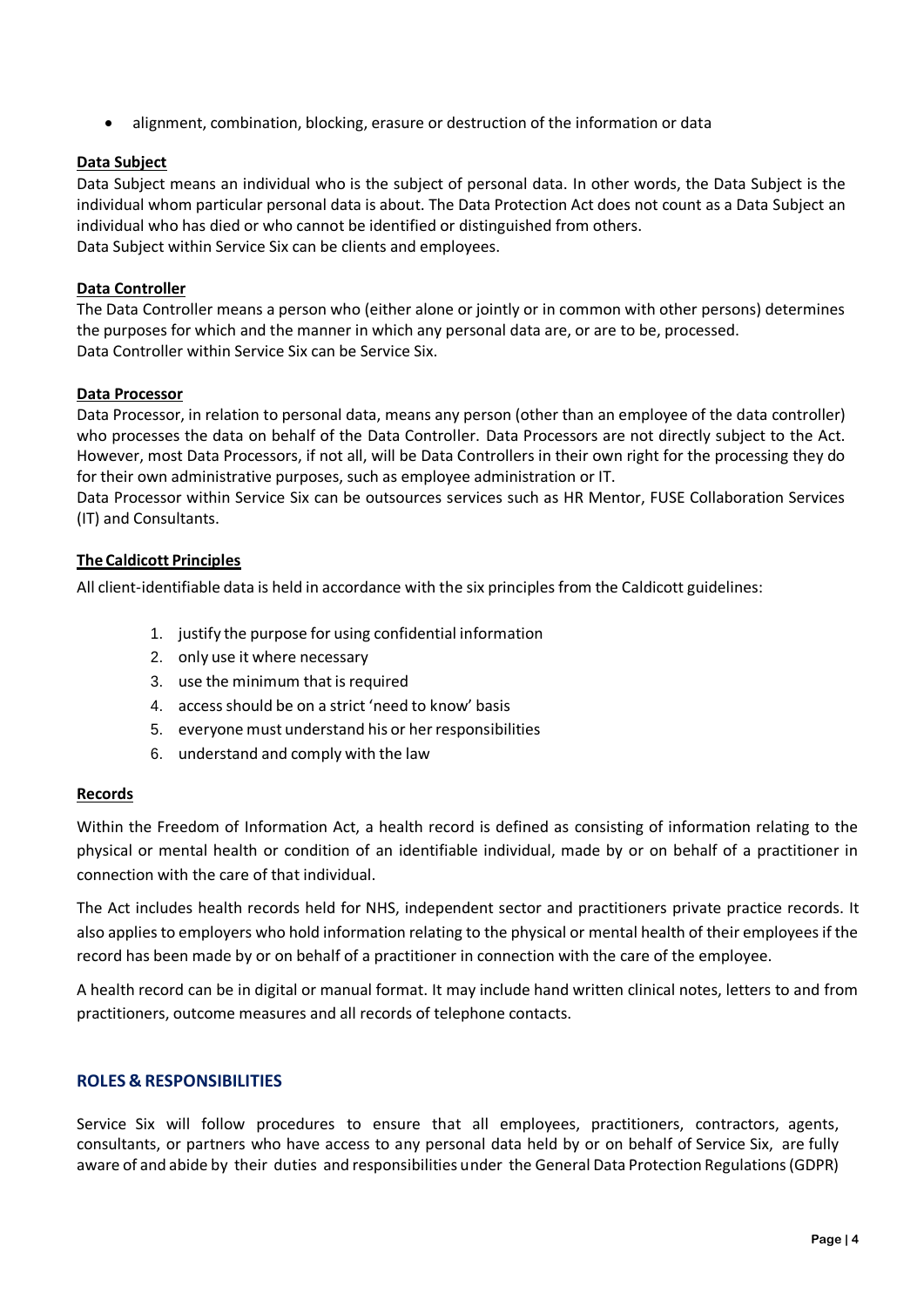- alignment, combination, blocking, erasure or destruction of the information or data

**Data Subject**

Data Subject means an individual who is the subject of personal data. In other words, the Data Subject is the individual whom particular personal data is about. The Data Protection Act does not count as a Data Subject an individual who has died or who cannot be identified or distinguished from others.
Data Subject within Service Six can be clients and employees.

**Data Controller**

The Data Controller means a person who (either alone or jointly or in common with other persons) determines the purposes for which and the manner in which any personal data are, or are to be, processed.
Data Controller within Service Six can be Service Six.

**Data Processor**

Data Processor, in relation to personal data, means any person (other than an employee of the data controller) who processes the data on behalf of the Data Controller. Data Processors are not directly subject to the Act. However, most Data Processors, if not all, will be Data Controllers in their own right for the processing they do for their own administrative purposes, such as employee administration or IT.
Data Processor within Service Six can be outsources services such as HR Mentor, FUSE Collaboration Services (IT) and Consultants.

**The Caldicott Principles**

All client-identifiable data is held in accordance with the six principles from the Caldicott guidelines:

1. justify the purpose for using confidential information
2. only use it where necessary
3. use the minimum that is required
4. access should be on a strict 'need to know' basis
5. everyone must understand his or her responsibilities
6. understand and comply with the law

**Records**

Within the Freedom of Information Act, a health record is defined as consisting of information relating to the physical or mental health or condition of an identifiable individual, made by or on behalf of a practitioner in connection with the care of that individual.

The Act includes health records held for NHS, independent sector and practitioners private practice records. It also applies to employers who hold information relating to the physical or mental health of their employees if the record has been made by or on behalf of a practitioner in connection with the care of the employee.

A health record can be in digital or manual format. It may include hand written clinical notes, letters to and from practitioners, outcome measures and all records of telephone contacts.

## ROLES & RESPONSIBILITIES

Service Six will follow procedures to ensure that all employees, practitioners, contractors, agents, consultants, or partners who have access to any personal data held by or on behalf of Service Six, are fully aware of and abide by their duties and responsibilities under the General Data Protection Regulations (GDPR)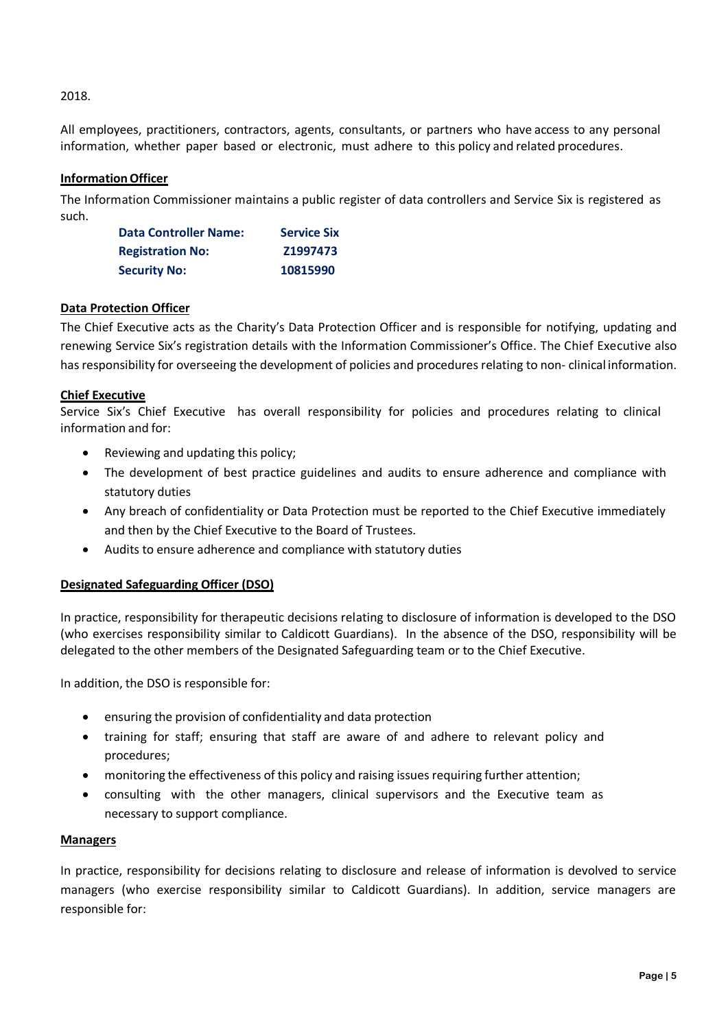2018.

All employees, practitioners, contractors, agents, consultants, or partners who have access to any personal information, whether paper based or electronic, must adhere to this policy and related procedures.

**Information Officer**

The Information Commissioner maintains a public register of data controllers and Service Six is registered as such.

| | |
|---|---|
| **Data Controller Name:** | **Service Six** |
| **Registration No:** | **Z1997473** |
| **Security No:** | **10815990** |

**Data Protection Officer**

The Chief Executive acts as the Charity's Data Protection Officer and is responsible for notifying, updating and renewing Service Six's registration details with the Information Commissioner's Office. The Chief Executive also has responsibility for overseeing the development of policies and procedures relating to non- clinical information.

**Chief Executive**

Service Six's Chief Executive has overall responsibility for policies and procedures relating to clinical information and for:

- Reviewing and updating this policy;
- The development of best practice guidelines and audits to ensure adherence and compliance with statutory duties
- Any breach of confidentiality or Data Protection must be reported to the Chief Executive immediately and then by the Chief Executive to the Board of Trustees.
- Audits to ensure adherence and compliance with statutory duties

**Designated Safeguarding Officer (DSO)**

In practice, responsibility for therapeutic decisions relating to disclosure of information is developed to the DSO (who exercises responsibility similar to Caldicott Guardians). In the absence of the DSO, responsibility will be delegated to the other members of the Designated Safeguarding team or to the Chief Executive.

In addition, the DSO is responsible for:

- ensuring the provision of confidentiality and data protection
- training for staff; ensuring that staff are aware of and adhere to relevant policy and procedures;
- monitoring the effectiveness of this policy and raising issues requiring further attention;
- consulting with the other managers, clinical supervisors and the Executive team as necessary to support compliance.

**Managers**

In practice, responsibility for decisions relating to disclosure and release of information is devolved to service managers (who exercise responsibility similar to Caldicott Guardians). In addition, service managers are responsible for: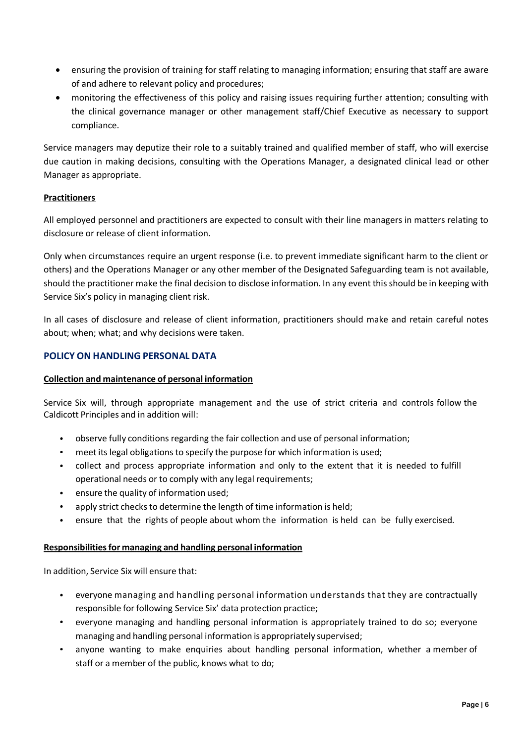- ensuring the provision of training for staff relating to managing information; ensuring that staff are aware of and adhere to relevant policy and procedures;
- monitoring the effectiveness of this policy and raising issues requiring further attention; consulting with the clinical governance manager or other management staff/Chief Executive as necessary to support compliance.

Service managers may deputize their role to a suitably trained and qualified member of staff, who will exercise due caution in making decisions, consulting with the Operations Manager, a designated clinical lead or other Manager as appropriate.

**Practitioners**

All employed personnel and practitioners are expected to consult with their line managers in matters relating to disclosure or release of client information.

Only when circumstances require an urgent response (i.e. to prevent immediate significant harm to the client or others) and the Operations Manager or any other member of the Designated Safeguarding team is not available, should the practitioner make the final decision to disclose information. In any event this should be in keeping with Service Six's policy in managing client risk.

In all cases of disclosure and release of client information, practitioners should make and retain careful notes about; when; what; and why decisions were taken.

## POLICY ON HANDLING PERSONAL DATA

**Collection and maintenance of personal information**

Service Six will, through appropriate management and the use of strict criteria and controls follow the Caldicott Principles and in addition will:

- observe fully conditions regarding the fair collection and use of personal information;
- meet its legal obligations to specify the purpose for which information is used;
- collect and process appropriate information and only to the extent that it is needed to fulfill operational needs or to comply with any legal requirements;
- ensure the quality of information used;
- apply strict checks to determine the length of time information is held;
- ensure that the rights of people about whom the information is held can be fully exercised.

**Responsibilities for managing and handling personal information**

In addition, Service Six will ensure that:

- everyone managing and handling personal information understands that they are contractually responsible for following Service Six' data protection practice;
- everyone managing and handling personal information is appropriately trained to do so; everyone managing and handling personal information is appropriately supervised;
- anyone wanting to make enquiries about handling personal information, whether a member of staff or a member of the public, knows what to do;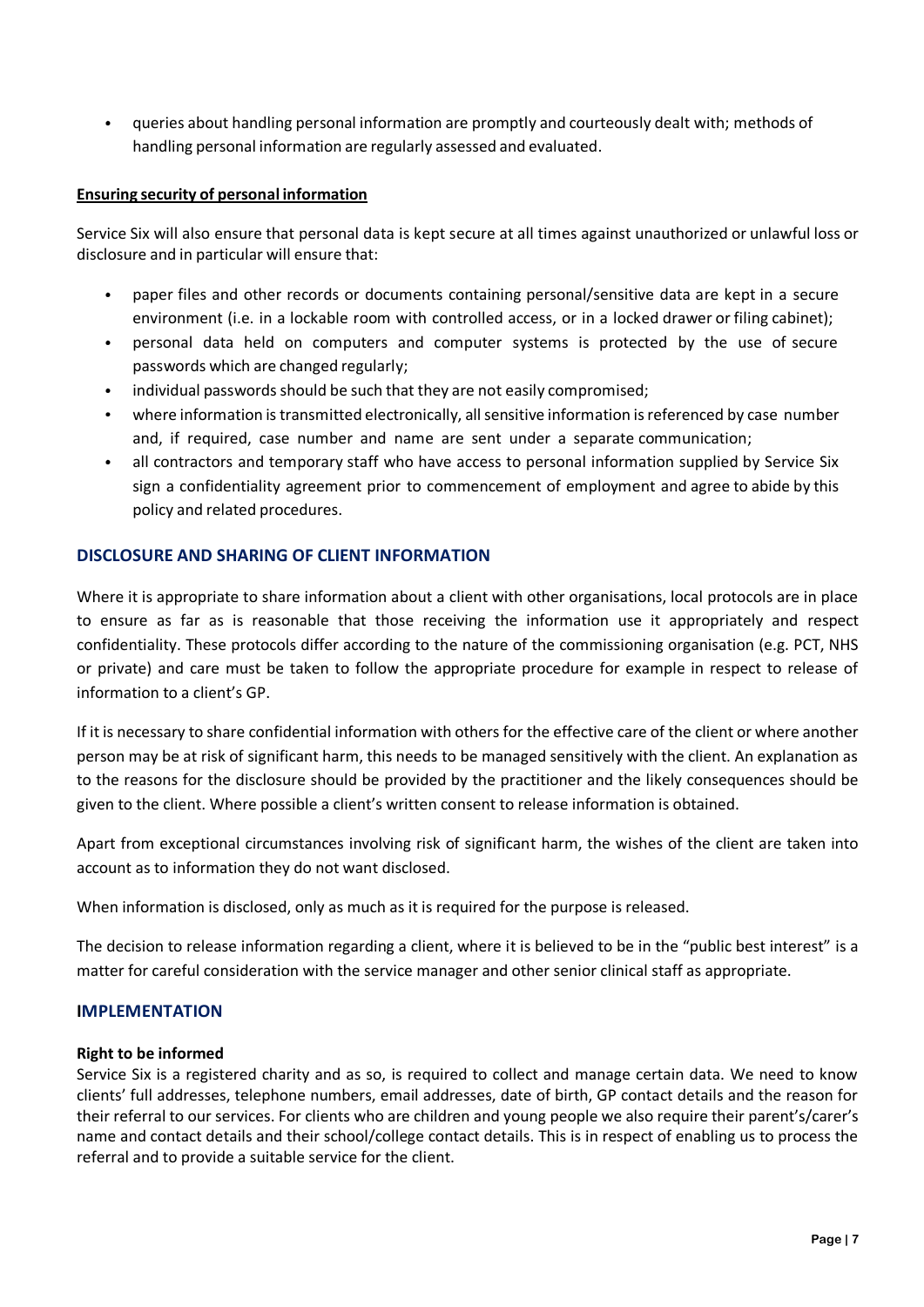- queries about handling personal information are promptly and courteously dealt with; methods of handling personal information are regularly assessed and evaluated.

**Ensuring security of personal information**

Service Six will also ensure that personal data is kept secure at all times against unauthorized or unlawful loss or disclosure and in particular will ensure that:

- paper files and other records or documents containing personal/sensitive data are kept in a secure environment (i.e. in a lockable room with controlled access, or in a locked drawer or filing cabinet);
- personal data held on computers and computer systems is protected by the use of secure passwords which are changed regularly;
- individual passwords should be such that they are not easily compromised;
- where information is transmitted electronically, all sensitive information is referenced by case number and, if required, case number and name are sent under a separate communication;
- all contractors and temporary staff who have access to personal information supplied by Service Six sign a confidentiality agreement prior to commencement of employment and agree to abide by this policy and related procedures.

## DISCLOSURE AND SHARING OF CLIENT INFORMATION

Where it is appropriate to share information about a client with other organisations, local protocols are in place to ensure as far as is reasonable that those receiving the information use it appropriately and respect confidentiality. These protocols differ according to the nature of the commissioning organisation (e.g. PCT, NHS or private) and care must be taken to follow the appropriate procedure for example in respect to release of information to a client's GP.

If it is necessary to share confidential information with others for the effective care of the client or where another person may be at risk of significant harm, this needs to be managed sensitively with the client. An explanation as to the reasons for the disclosure should be provided by the practitioner and the likely consequences should be given to the client. Where possible a client's written consent to release information is obtained.

Apart from exceptional circumstances involving risk of significant harm, the wishes of the client are taken into account as to information they do not want disclosed.

When information is disclosed, only as much as it is required for the purpose is released.

The decision to release information regarding a client, where it is believed to be in the "public best interest" is a matter for careful consideration with the service manager and other senior clinical staff as appropriate.

## IMPLEMENTATION

**Right to be informed**

Service Six is a registered charity and as so, is required to collect and manage certain data. We need to know clients' full addresses, telephone numbers, email addresses, date of birth, GP contact details and the reason for their referral to our services. For clients who are children and young people we also require their parent's/carer's name and contact details and their school/college contact details. This is in respect of enabling us to process the referral and to provide a suitable service for the client.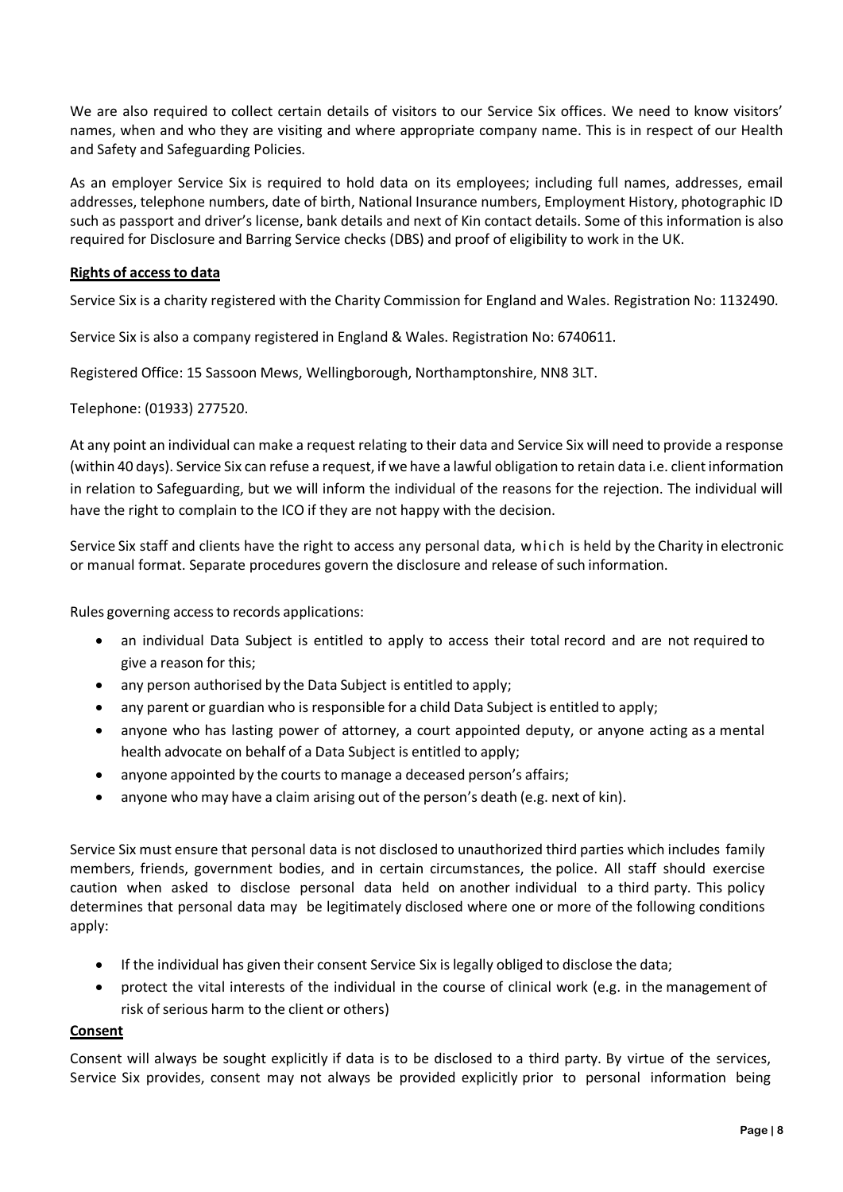We are also required to collect certain details of visitors to our Service Six offices. We need to know visitors' names, when and who they are visiting and where appropriate company name. This is in respect of our Health and Safety and Safeguarding Policies.

As an employer Service Six is required to hold data on its employees; including full names, addresses, email addresses, telephone numbers, date of birth, National Insurance numbers, Employment History, photographic ID such as passport and driver's license, bank details and next of Kin contact details. Some of this information is also required for Disclosure and Barring Service checks (DBS) and proof of eligibility to work in the UK.

**Rights of access to data**

Service Six is a charity registered with the Charity Commission for England and Wales. Registration No: 1132490.

Service Six is also a company registered in England & Wales. Registration No: 6740611.

Registered Office: 15 Sassoon Mews, Wellingborough, Northamptonshire, NN8 3LT.

Telephone: (01933) 277520.

At any point an individual can make a request relating to their data and Service Six will need to provide a response (within 40 days). Service Six can refuse a request, if we have a lawful obligation to retain data i.e. client information in relation to Safeguarding, but we will inform the individual of the reasons for the rejection. The individual will have the right to complain to the ICO if they are not happy with the decision.

Service Six staff and clients have the right to access any personal data, which is held by the Charity in electronic or manual format. Separate procedures govern the disclosure and release of such information.

Rules governing access to records applications:

- an individual Data Subject is entitled to apply to access their total record and are not required to give a reason for this;
- any person authorised by the Data Subject is entitled to apply;
- any parent or guardian who is responsible for a child Data Subject is entitled to apply;
- anyone who has lasting power of attorney, a court appointed deputy, or anyone acting as a mental health advocate on behalf of a Data Subject is entitled to apply;
- anyone appointed by the courts to manage a deceased person's affairs;
- anyone who may have a claim arising out of the person's death (e.g. next of kin).

Service Six must ensure that personal data is not disclosed to unauthorized third parties which includes family members, friends, government bodies, and in certain circumstances, the police. All staff should exercise caution when asked to disclose personal data held on another individual to a third party. This policy determines that personal data may be legitimately disclosed where one or more of the following conditions apply:

- If the individual has given their consent Service Six is legally obliged to disclose the data;
- protect the vital interests of the individual in the course of clinical work (e.g. in the management of risk of serious harm to the client or others)

**Consent**

Consent will always be sought explicitly if data is to be disclosed to a third party. By virtue of the services, Service Six provides, consent may not always be provided explicitly prior to personal information being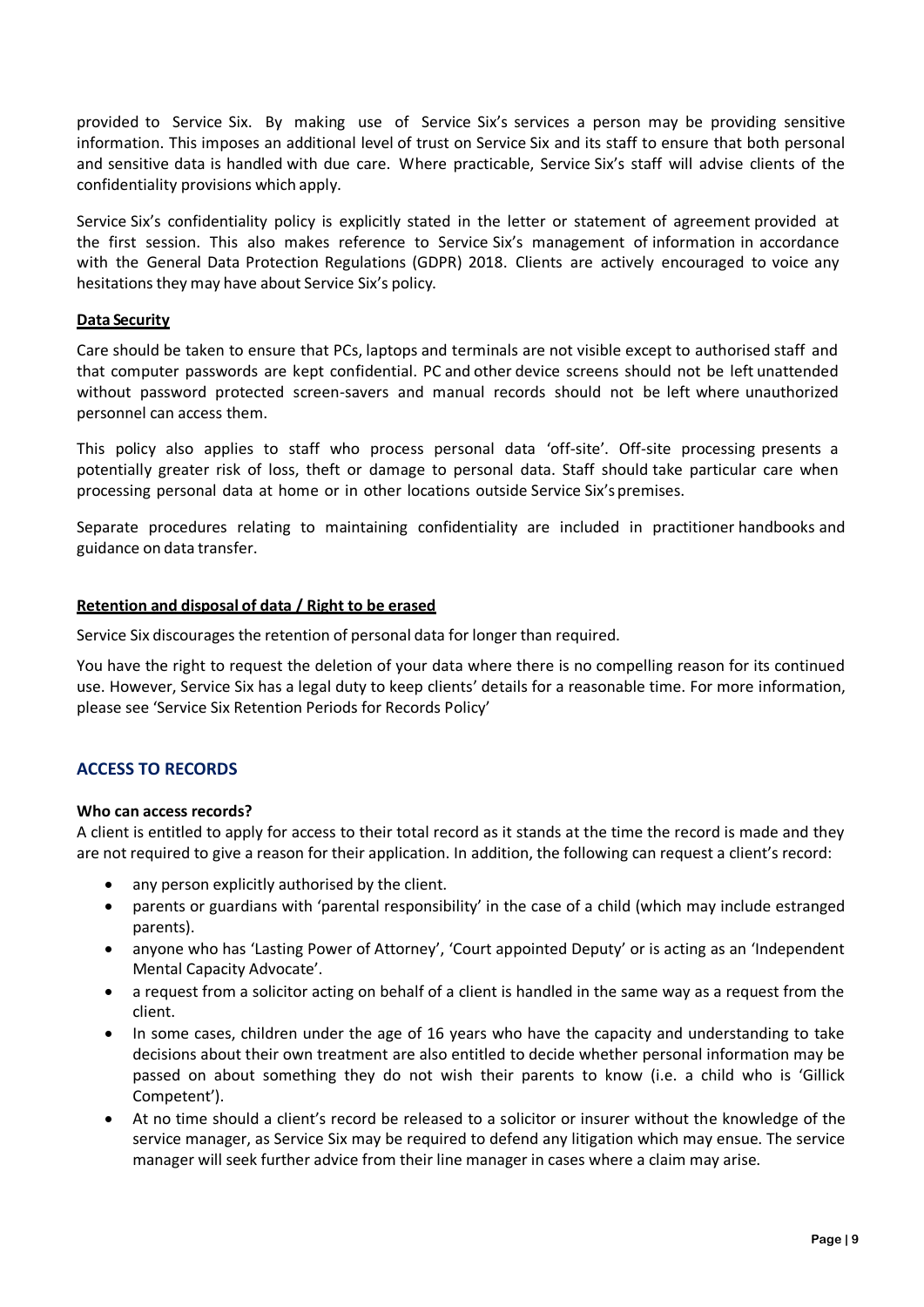provided to Service Six. By making use of Service Six's services a person may be providing sensitive information. This imposes an additional level of trust on Service Six and its staff to ensure that both personal and sensitive data is handled with due care. Where practicable, Service Six's staff will advise clients of the confidentiality provisions which apply.

Service Six's confidentiality policy is explicitly stated in the letter or statement of agreement provided at the first session. This also makes reference to Service Six's management of information in accordance with the General Data Protection Regulations (GDPR) 2018. Clients are actively encouraged to voice any hesitations they may have about Service Six's policy.

**Data Security**

Care should be taken to ensure that PCs, laptops and terminals are not visible except to authorised staff and that computer passwords are kept confidential. PC and other device screens should not be left unattended without password protected screen-savers and manual records should not be left where unauthorized personnel can access them.

This policy also applies to staff who process personal data 'off-site'. Off-site processing presents a potentially greater risk of loss, theft or damage to personal data. Staff should take particular care when processing personal data at home or in other locations outside Service Six's premises.

Separate procedures relating to maintaining confidentiality are included in practitioner handbooks and guidance on data transfer.

**Retention and disposal of data / Right to be erased**

Service Six discourages the retention of personal data for longer than required.

You have the right to request the deletion of your data where there is no compelling reason for its continued use. However, Service Six has a legal duty to keep clients' details for a reasonable time. For more information, please see 'Service Six Retention Periods for Records Policy'

## ACCESS TO RECORDS

**Who can access records?**

A client is entitled to apply for access to their total record as it stands at the time the record is made and they are not required to give a reason for their application. In addition, the following can request a client's record:

- any person explicitly authorised by the client.
- parents or guardians with 'parental responsibility' in the case of a child (which may include estranged parents).
- anyone who has 'Lasting Power of Attorney', 'Court appointed Deputy' or is acting as an 'Independent Mental Capacity Advocate'.
- a request from a solicitor acting on behalf of a client is handled in the same way as a request from the client.
- In some cases, children under the age of 16 years who have the capacity and understanding to take decisions about their own treatment are also entitled to decide whether personal information may be passed on about something they do not wish their parents to know (i.e. a child who is 'Gillick Competent').
- At no time should a client's record be released to a solicitor or insurer without the knowledge of the service manager, as Service Six may be required to defend any litigation which may ensue. The service manager will seek further advice from their line manager in cases where a claim may arise.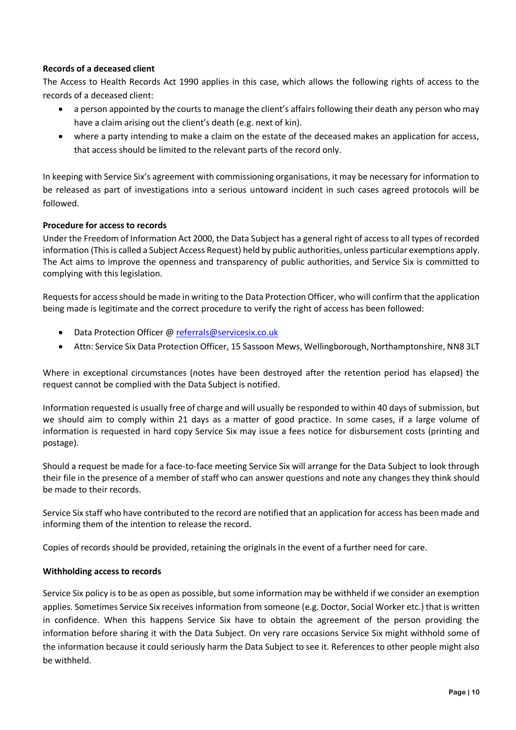**Records of a deceased client**

The Access to Health Records Act 1990 applies in this case, which allows the following rights of access to the records of a deceased client:

- a person appointed by the courts to manage the client's affairs following their death any person who may have a claim arising out the client's death (e.g. next of kin).
- where a party intending to make a claim on the estate of the deceased makes an application for access, that access should be limited to the relevant parts of the record only.

In keeping with Service Six's agreement with commissioning organisations, it may be necessary for information to be released as part of investigations into a serious untoward incident in such cases agreed protocols will be followed.

**Procedure for access to records**

Under the Freedom of Information Act 2000, the Data Subject has a general right of access to all types of recorded information (This is called a Subject Access Request) held by public authorities, unless particular exemptions apply. The Act aims to improve the openness and transparency of public authorities, and Service Six is committed to complying with this legislation.

Requests for access should be made in writing to the Data Protection Officer, who will confirm that the application being made is legitimate and the correct procedure to verify the right of access has been followed:

- Data Protection Officer @ [referrals@servicesix.co.uk](mailto:referrals@servicesix.co.uk)
- Attn: Service Six Data Protection Officer, 15 Sassoon Mews, Wellingborough, Northamptonshire, NN8 3LT

Where in exceptional circumstances (notes have been destroyed after the retention period has elapsed) the request cannot be complied with the Data Subject is notified.

Information requested is usually free of charge and will usually be responded to within 40 days of submission, but we should aim to comply within 21 days as a matter of good practice. In some cases, if a large volume of information is requested in hard copy Service Six may issue a fees notice for disbursement costs (printing and postage).

Should a request be made for a face-to-face meeting Service Six will arrange for the Data Subject to look through their file in the presence of a member of staff who can answer questions and note any changes they think should be made to their records.

Service Six staff who have contributed to the record are notified that an application for access has been made and informing them of the intention to release the record.

Copies of records should be provided, retaining the originals in the event of a further need for care.

**Withholding access to records**

Service Six policy is to be as open as possible, but some information may be withheld if we consider an exemption applies. Sometimes Service Six receives information from someone (e.g. Doctor, Social Worker etc.) that is written in confidence. When this happens Service Six have to obtain the agreement of the person providing the information before sharing it with the Data Subject. On very rare occasions Service Six might withhold some of the information because it could seriously harm the Data Subject to see it. References to other people might also be withheld.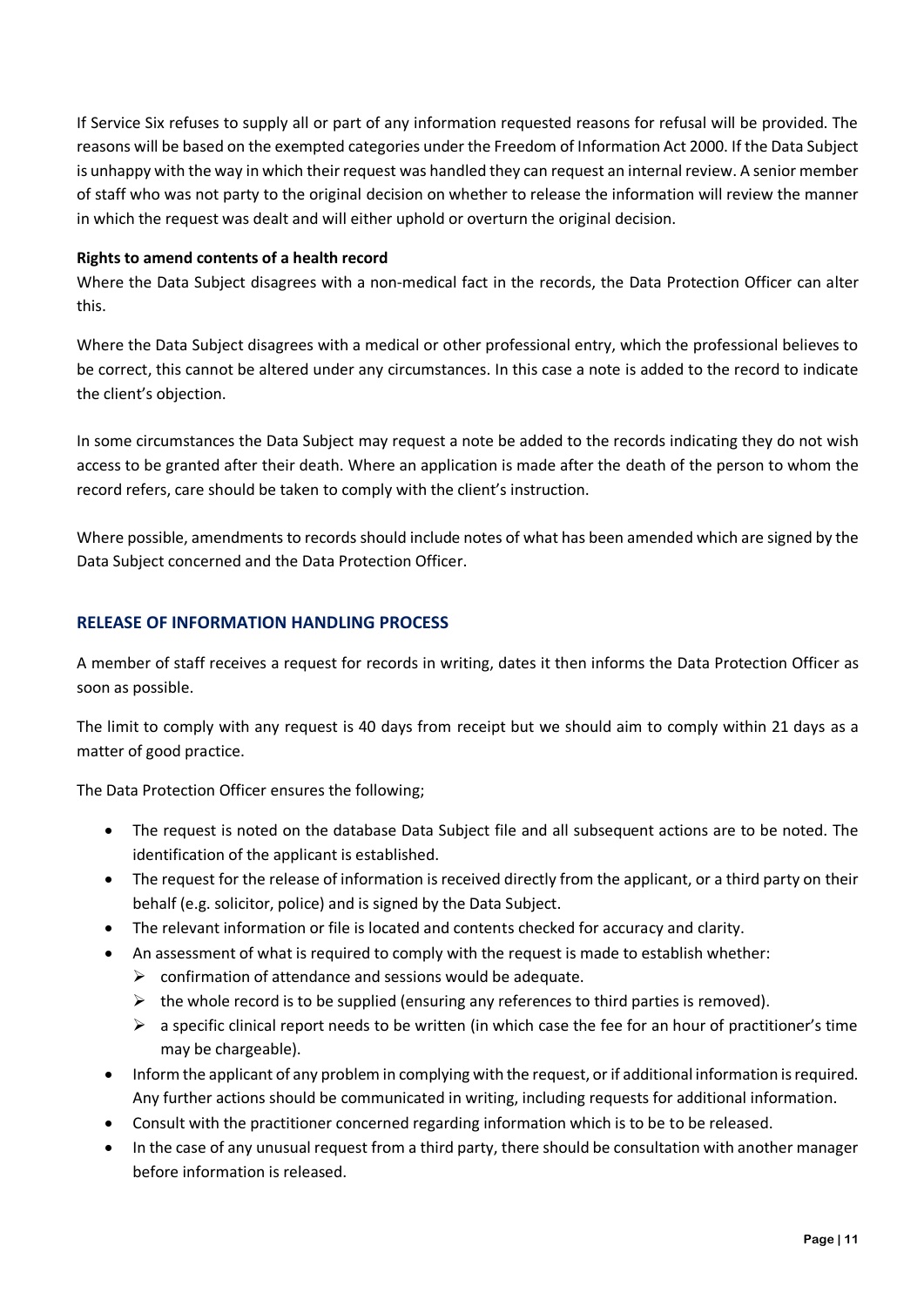If Service Six refuses to supply all or part of any information requested reasons for refusal will be provided. The reasons will be based on the exempted categories under the Freedom of Information Act 2000. If the Data Subject is unhappy with the way in which their request was handled they can request an internal review. A senior member of staff who was not party to the original decision on whether to release the information will review the manner in which the request was dealt and will either uphold or overturn the original decision.

**Rights to amend contents of a health record**

Where the Data Subject disagrees with a non-medical fact in the records, the Data Protection Officer can alter this.

Where the Data Subject disagrees with a medical or other professional entry, which the professional believes to be correct, this cannot be altered under any circumstances. In this case a note is added to the record to indicate the client's objection.

In some circumstances the Data Subject may request a note be added to the records indicating they do not wish access to be granted after their death. Where an application is made after the death of the person to whom the record refers, care should be taken to comply with the client's instruction.

Where possible, amendments to records should include notes of what has been amended which are signed by the Data Subject concerned and the Data Protection Officer.

## RELEASE OF INFORMATION HANDLING PROCESS

A member of staff receives a request for records in writing, dates it then informs the Data Protection Officer as soon as possible.

The limit to comply with any request is 40 days from receipt but we should aim to comply within 21 days as a matter of good practice.

The Data Protection Officer ensures the following;

- The request is noted on the database Data Subject file and all subsequent actions are to be noted. The identification of the applicant is established.
- The request for the release of information is received directly from the applicant, or a third party on their behalf (e.g. solicitor, police) and is signed by the Data Subject.
- The relevant information or file is located and contents checked for accuracy and clarity.
- An assessment of what is required to comply with the request is made to establish whether:
  - confirmation of attendance and sessions would be adequate.
  - the whole record is to be supplied (ensuring any references to third parties is removed).
  - a specific clinical report needs to be written (in which case the fee for an hour of practitioner's time may be chargeable).
- Inform the applicant of any problem in complying with the request, or if additional information is required. Any further actions should be communicated in writing, including requests for additional information.
- Consult with the practitioner concerned regarding information which is to be to be released.
- In the case of any unusual request from a third party, there should be consultation with another manager before information is released.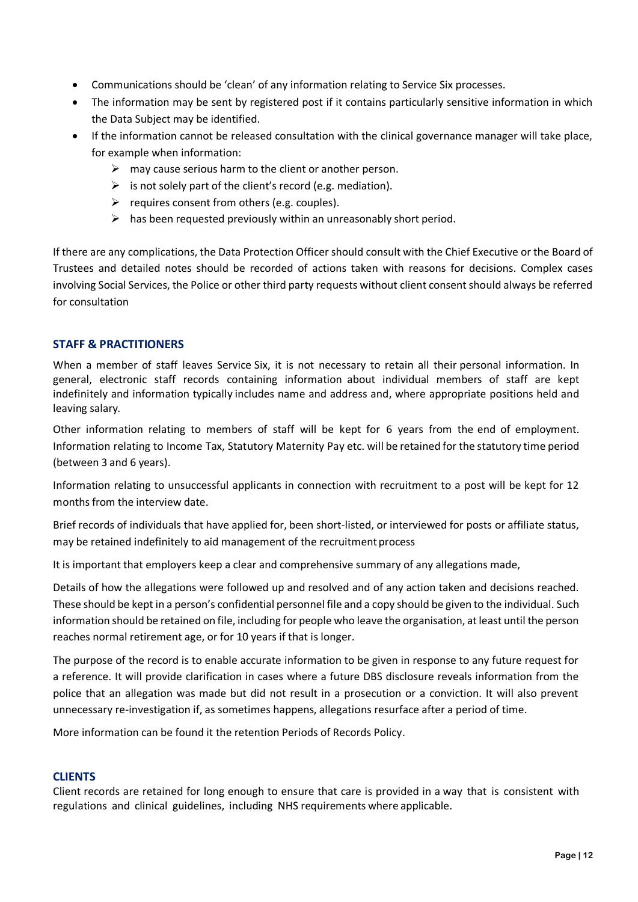- Communications should be 'clean' of any information relating to Service Six processes.
- The information may be sent by registered post if it contains particularly sensitive information in which the Data Subject may be identified.
- If the information cannot be released consultation with the clinical governance manager will take place, for example when information:
  - may cause serious harm to the client or another person.
  - is not solely part of the client's record (e.g. mediation).
  - requires consent from others (e.g. couples).
  - has been requested previously within an unreasonably short period.

If there are any complications, the Data Protection Officer should consult with the Chief Executive or the Board of Trustees and detailed notes should be recorded of actions taken with reasons for decisions. Complex cases involving Social Services, the Police or other third party requests without client consent should always be referred for consultation

## STAFF & PRACTITIONERS

When a member of staff leaves Service Six, it is not necessary to retain all their personal information. In general, electronic staff records containing information about individual members of staff are kept indefinitely and information typically includes name and address and, where appropriate positions held and leaving salary.

Other information relating to members of staff will be kept for 6 years from the end of employment. Information relating to Income Tax, Statutory Maternity Pay etc. will be retained for the statutory time period (between 3 and 6 years).

Information relating to unsuccessful applicants in connection with recruitment to a post will be kept for 12 months from the interview date.

Brief records of individuals that have applied for, been short-listed, or interviewed for posts or affiliate status, may be retained indefinitely to aid management of the recruitment process

It is important that employers keep a clear and comprehensive summary of any allegations made,

Details of how the allegations were followed up and resolved and of any action taken and decisions reached. These should be kept in a person's confidential personnel file and a copy should be given to the individual. Such information should be retained on file, including for people who leave the organisation, at least until the person reaches normal retirement age, or for 10 years if that is longer.

The purpose of the record is to enable accurate information to be given in response to any future request for a reference. It will provide clarification in cases where a future DBS disclosure reveals information from the police that an allegation was made but did not result in a prosecution or a conviction. It will also prevent unnecessary re-investigation if, as sometimes happens, allegations resurface after a period of time.

More information can be found it the retention Periods of Records Policy.

## CLIENTS

Client records are retained for long enough to ensure that care is provided in a way that is consistent with regulations and clinical guidelines, including NHS requirements where applicable.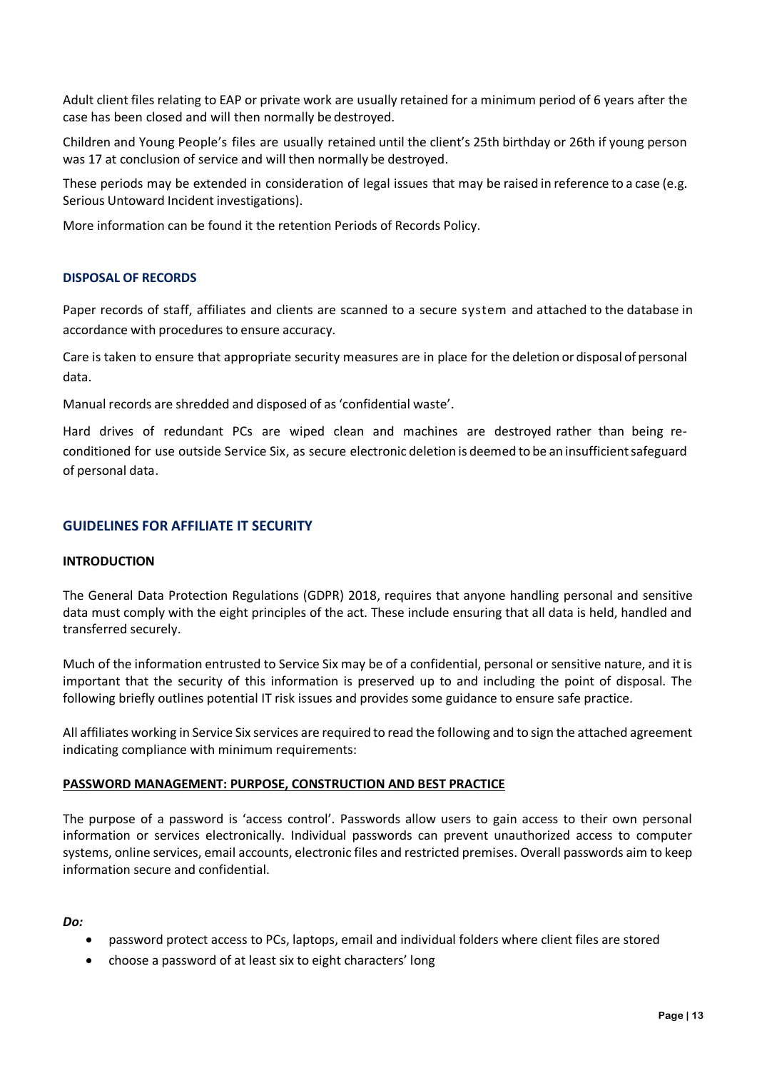Adult client files relating to EAP or private work are usually retained for a minimum period of 6 years after the case has been closed and will then normally be destroyed.

Children and Young People's files are usually retained until the client's 25th birthday or 26th if young person was 17 at conclusion of service and will then normally be destroyed.

These periods may be extended in consideration of legal issues that may be raised in reference to a case (e.g. Serious Untoward Incident investigations).

More information can be found it the retention Periods of Records Policy.

### DISPOSAL OF RECORDS

Paper records of staff, affiliates and clients are scanned to a secure system and attached to the database in accordance with procedures to ensure accuracy.

Care is taken to ensure that appropriate security measures are in place for the deletion or disposal of personal data.

Manual records are shredded and disposed of as 'confidential waste'.

Hard drives of redundant PCs are wiped clean and machines are destroyed rather than being re-conditioned for use outside Service Six, as secure electronic deletion is deemed to be an insufficient safeguard of personal data.

## GUIDELINES FOR AFFILIATE IT SECURITY

### INTRODUCTION

The General Data Protection Regulations (GDPR) 2018, requires that anyone handling personal and sensitive data must comply with the eight principles of the act. These include ensuring that all data is held, handled and transferred securely.

Much of the information entrusted to Service Six may be of a confidential, personal or sensitive nature, and it is important that the security of this information is preserved up to and including the point of disposal. The following briefly outlines potential IT risk issues and provides some guidance to ensure safe practice.

All affiliates working in Service Six services are required to read the following and to sign the attached agreement indicating compliance with minimum requirements:

**PASSWORD MANAGEMENT: PURPOSE, CONSTRUCTION AND BEST PRACTICE**

The purpose of a password is 'access control'. Passwords allow users to gain access to their own personal information or services electronically. Individual passwords can prevent unauthorized access to computer systems, online services, email accounts, electronic files and restricted premises. Overall passwords aim to keep information secure and confidential.

***Do:***

- password protect access to PCs, laptops, email and individual folders where client files are stored
- choose a password of at least six to eight characters' long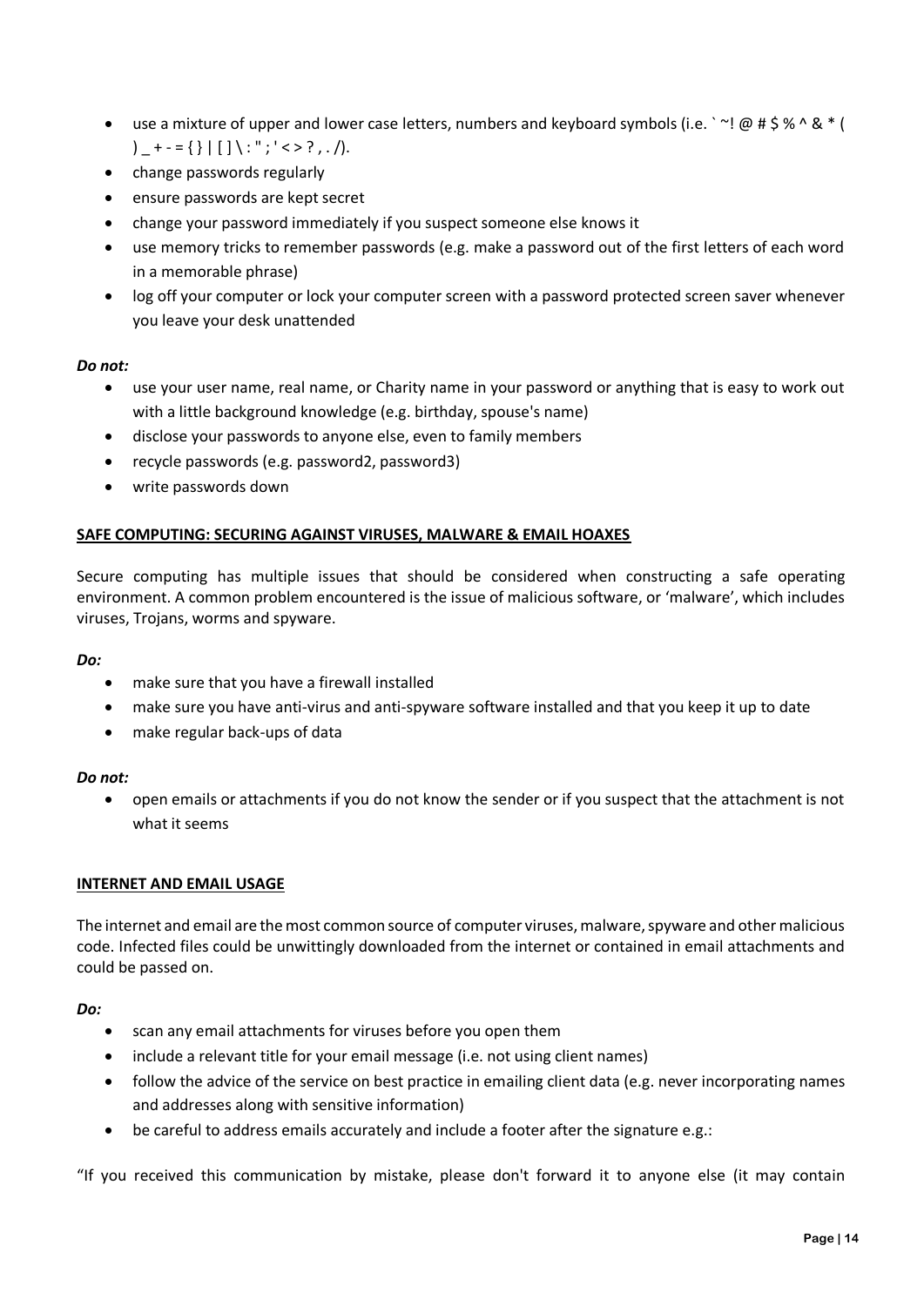- use a mixture of upper and lower case letters, numbers and keyboard symbols (i.e. ` ~! @ # $ % ^ & * ( ) _ + - = { } | [ ] \ : " ; ' < > ? , . /).
- change passwords regularly
- ensure passwords are kept secret
- change your password immediately if you suspect someone else knows it
- use memory tricks to remember passwords (e.g. make a password out of the first letters of each word in a memorable phrase)
- log off your computer or lock your computer screen with a password protected screen saver whenever you leave your desk unattended

***Do not:***

- use your user name, real name, or Charity name in your password or anything that is easy to work out with a little background knowledge (e.g. birthday, spouse's name)
- disclose your passwords to anyone else, even to family members
- recycle passwords (e.g. password2, password3)
- write passwords down

**SAFE COMPUTING: SECURING AGAINST VIRUSES, MALWARE & EMAIL HOAXES**

Secure computing has multiple issues that should be considered when constructing a safe operating environment. A common problem encountered is the issue of malicious software, or 'malware', which includes viruses, Trojans, worms and spyware.

***Do:***

- make sure that you have a firewall installed
- make sure you have anti-virus and anti-spyware software installed and that you keep it up to date
- make regular back-ups of data

***Do not:***

- open emails or attachments if you do not know the sender or if you suspect that the attachment is not what it seems

**INTERNET AND EMAIL USAGE**

The internet and email are the most common source of computer viruses, malware, spyware and other malicious code. Infected files could be unwittingly downloaded from the internet or contained in email attachments and could be passed on.

***Do:***

- scan any email attachments for viruses before you open them
- include a relevant title for your email message (i.e. not using client names)
- follow the advice of the service on best practice in emailing client data (e.g. never incorporating names and addresses along with sensitive information)
- be careful to address emails accurately and include a footer after the signature e.g.:

"If you received this communication by mistake, please don't forward it to anyone else (it may contain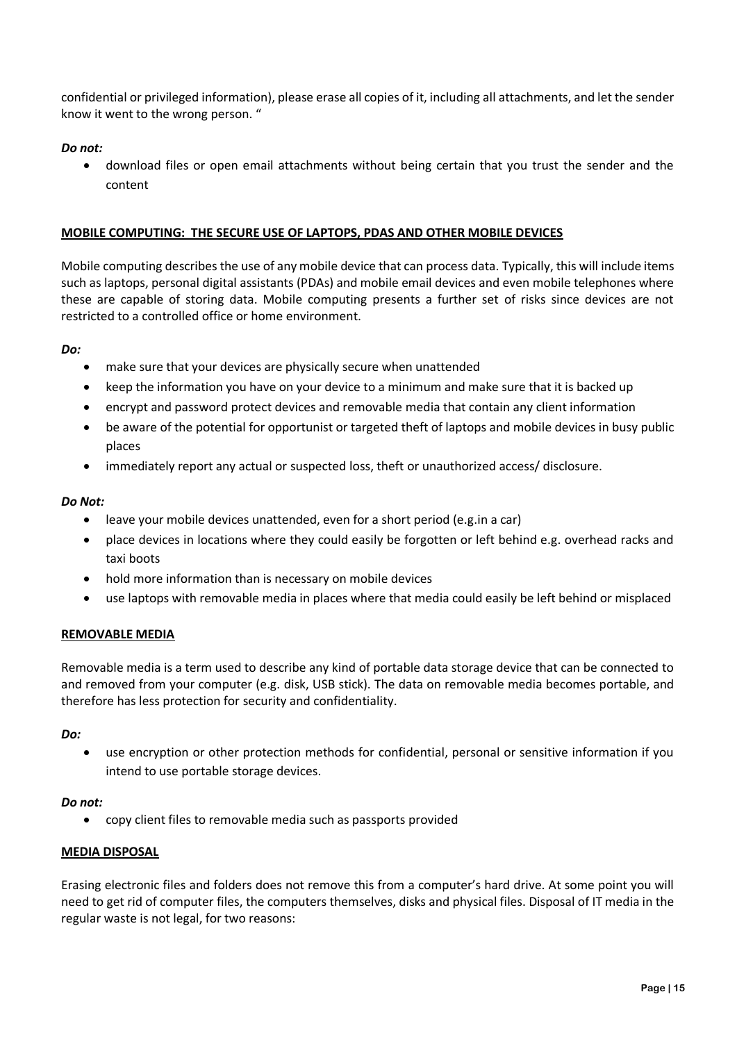confidential or privileged information), please erase all copies of it, including all attachments, and let the sender know it went to the wrong person. "

***Do not:***

- download files or open email attachments without being certain that you trust the sender and the content

## MOBILE COMPUTING: THE SECURE USE OF LAPTOPS, PDAS AND OTHER MOBILE DEVICES

Mobile computing describes the use of any mobile device that can process data. Typically, this will include items such as laptops, personal digital assistants (PDAs) and mobile email devices and even mobile telephones where these are capable of storing data. Mobile computing presents a further set of risks since devices are not restricted to a controlled office or home environment.

***Do:***

- make sure that your devices are physically secure when unattended
- keep the information you have on your device to a minimum and make sure that it is backed up
- encrypt and password protect devices and removable media that contain any client information
- be aware of the potential for opportunist or targeted theft of laptops and mobile devices in busy public places
- immediately report any actual or suspected loss, theft or unauthorized access/ disclosure.

***Do Not:***

- leave your mobile devices unattended, even for a short period (e.g.in a car)
- place devices in locations where they could easily be forgotten or left behind e.g. overhead racks and taxi boots
- hold more information than is necessary on mobile devices
- use laptops with removable media in places where that media could easily be left behind or misplaced

## REMOVABLE MEDIA

Removable media is a term used to describe any kind of portable data storage device that can be connected to and removed from your computer (e.g. disk, USB stick). The data on removable media becomes portable, and therefore has less protection for security and confidentiality.

***Do:***

- use encryption or other protection methods for confidential, personal or sensitive information if you intend to use portable storage devices.

***Do not:***

- copy client files to removable media such as passports provided

## MEDIA DISPOSAL

Erasing electronic files and folders does not remove this from a computer's hard drive. At some point you will need to get rid of computer files, the computers themselves, disks and physical files. Disposal of IT media in the regular waste is not legal, for two reasons: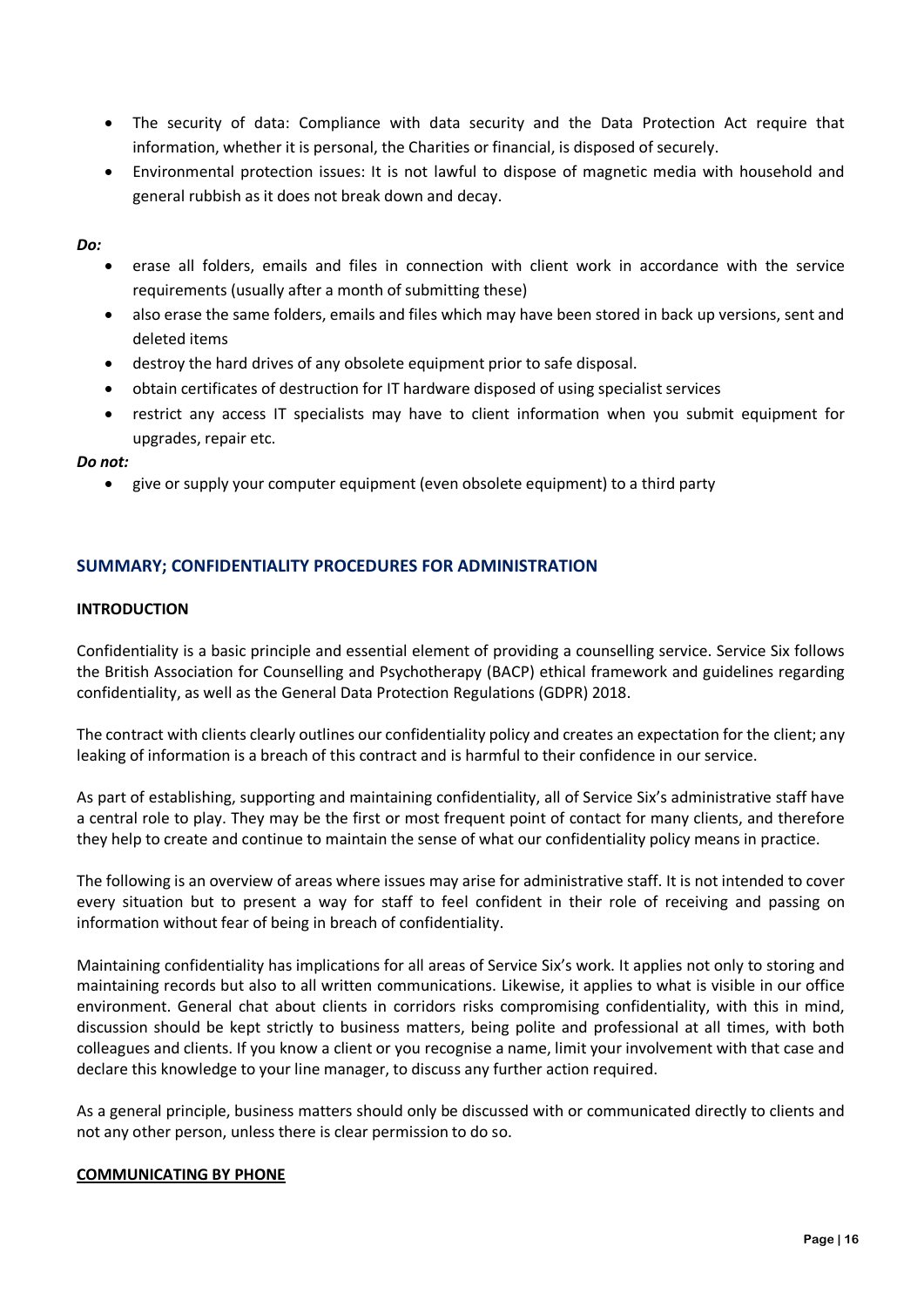- The security of data: Compliance with data security and the Data Protection Act require that information, whether it is personal, the Charities or financial, is disposed of securely.
- Environmental protection issues: It is not lawful to dispose of magnetic media with household and general rubbish as it does not break down and decay.

***Do:***

- erase all folders, emails and files in connection with client work in accordance with the service requirements (usually after a month of submitting these)
- also erase the same folders, emails and files which may have been stored in back up versions, sent and deleted items
- destroy the hard drives of any obsolete equipment prior to safe disposal.
- obtain certificates of destruction for IT hardware disposed of using specialist services
- restrict any access IT specialists may have to client information when you submit equipment for upgrades, repair etc.

***Do not:***

- give or supply your computer equipment (even obsolete equipment) to a third party

## SUMMARY; CONFIDENTIALITY PROCEDURES FOR ADMINISTRATION

### INTRODUCTION

Confidentiality is a basic principle and essential element of providing a counselling service. Service Six follows the British Association for Counselling and Psychotherapy (BACP) ethical framework and guidelines regarding confidentiality, as well as the General Data Protection Regulations (GDPR) 2018.

The contract with clients clearly outlines our confidentiality policy and creates an expectation for the client; any leaking of information is a breach of this contract and is harmful to their confidence in our service.

As part of establishing, supporting and maintaining confidentiality, all of Service Six's administrative staff have a central role to play. They may be the first or most frequent point of contact for many clients, and therefore they help to create and continue to maintain the sense of what our confidentiality policy means in practice.

The following is an overview of areas where issues may arise for administrative staff. It is not intended to cover every situation but to present a way for staff to feel confident in their role of receiving and passing on information without fear of being in breach of confidentiality.

Maintaining confidentiality has implications for all areas of Service Six's work. It applies not only to storing and maintaining records but also to all written communications. Likewise, it applies to what is visible in our office environment. General chat about clients in corridors risks compromising confidentiality, with this in mind, discussion should be kept strictly to business matters, being polite and professional at all times, with both colleagues and clients. If you know a client or you recognise a name, limit your involvement with that case and declare this knowledge to your line manager, to discuss any further action required.

As a general principle, business matters should only be discussed with or communicated directly to clients and not any other person, unless there is clear permission to do so.

### COMMUNICATING BY PHONE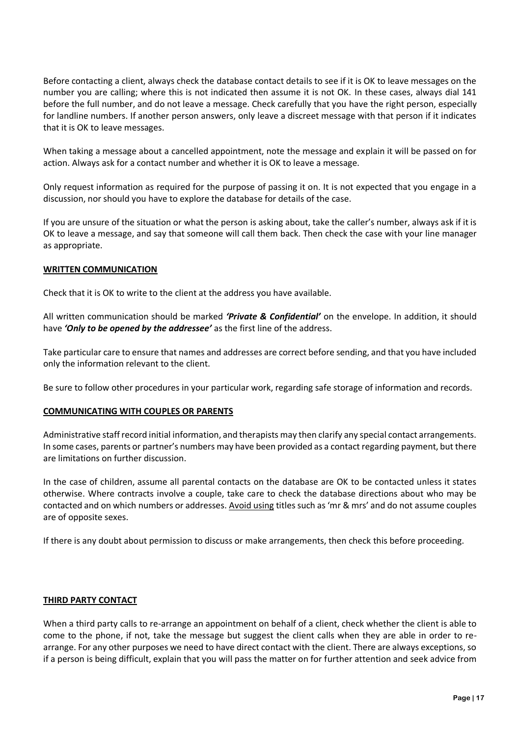Before contacting a client, always check the database contact details to see if it is OK to leave messages on the number you are calling; where this is not indicated then assume it is not OK. In these cases, always dial 141 before the full number, and do not leave a message. Check carefully that you have the right person, especially for landline numbers. If another person answers, only leave a discreet message with that person if it indicates that it is OK to leave messages.

When taking a message about a cancelled appointment, note the message and explain it will be passed on for action. Always ask for a contact number and whether it is OK to leave a message.

Only request information as required for the purpose of passing it on. It is not expected that you engage in a discussion, nor should you have to explore the database for details of the case.

If you are unsure of the situation or what the person is asking about, take the caller's number, always ask if it is OK to leave a message, and say that someone will call them back. Then check the case with your line manager as appropriate.

**WRITTEN COMMUNICATION**

Check that it is OK to write to the client at the address you have available.

All written communication should be marked ***'Private & Confidential'*** on the envelope. In addition, it should have ***'Only to be opened by the addressee'*** as the first line of the address.

Take particular care to ensure that names and addresses are correct before sending, and that you have included only the information relevant to the client.

Be sure to follow other procedures in your particular work, regarding safe storage of information and records.

**COMMUNICATING WITH COUPLES OR PARENTS**

Administrative staff record initial information, and therapists may then clarify any special contact arrangements. In some cases, parents or partner's numbers may have been provided as a contact regarding payment, but there are limitations on further discussion.

In the case of children, assume all parental contacts on the database are OK to be contacted unless it states otherwise. Where contracts involve a couple, take care to check the database directions about who may be contacted and on which numbers or addresses. Avoid using titles such as 'mr & mrs' and do not assume couples are of opposite sexes.

If there is any doubt about permission to discuss or make arrangements, then check this before proceeding.

**THIRD PARTY CONTACT**

When a third party calls to re-arrange an appointment on behalf of a client, check whether the client is able to come to the phone, if not, take the message but suggest the client calls when they are able in order to re-arrange. For any other purposes we need to have direct contact with the client. There are always exceptions, so if a person is being difficult, explain that you will pass the matter on for further attention and seek advice from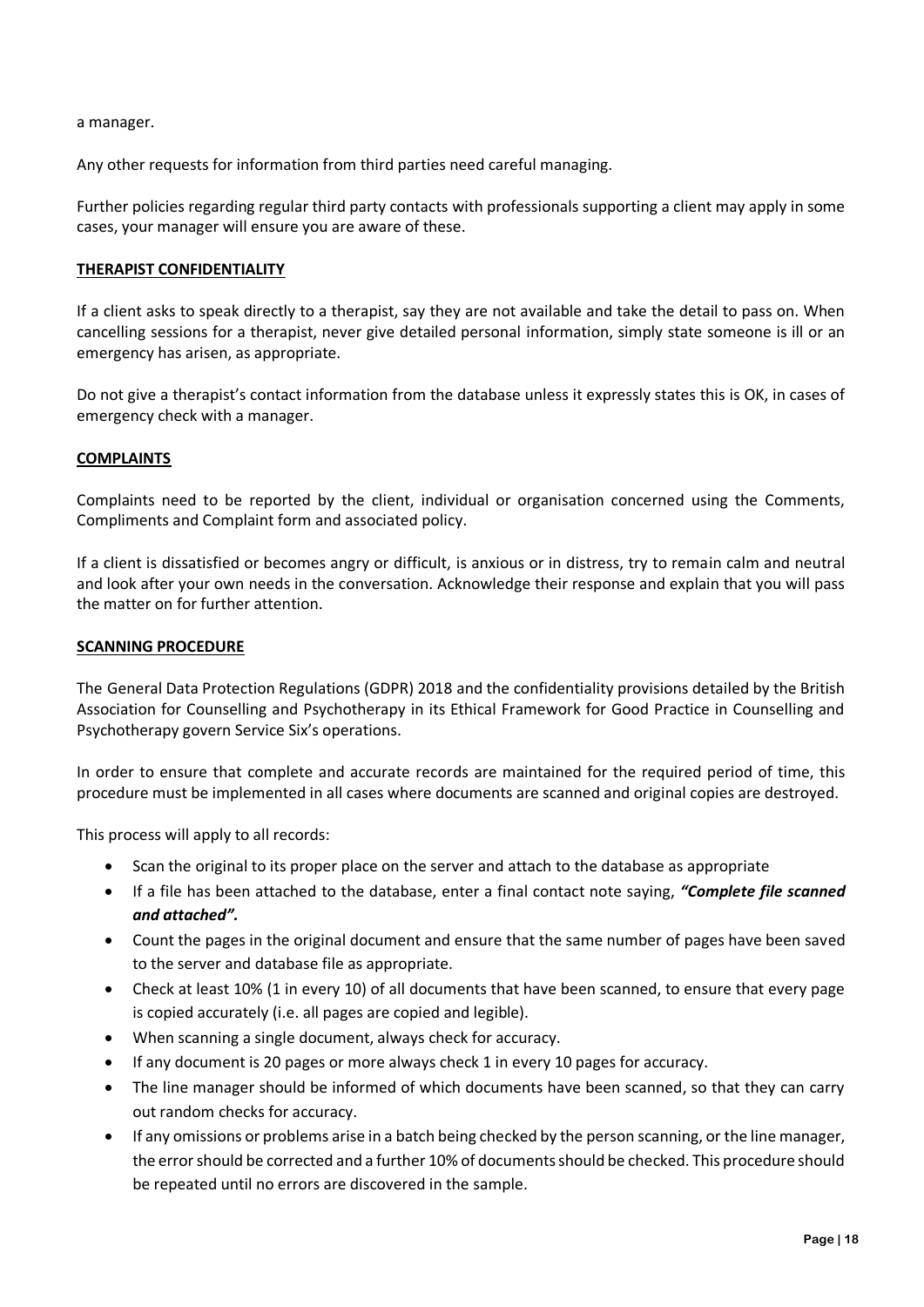a manager.

Any other requests for information from third parties need careful managing.

Further policies regarding regular third party contacts with professionals supporting a client may apply in some cases, your manager will ensure you are aware of these.

## THERAPIST CONFIDENTIALITY

If a client asks to speak directly to a therapist, say they are not available and take the detail to pass on. When cancelling sessions for a therapist, never give detailed personal information, simply state someone is ill or an emergency has arisen, as appropriate.

Do not give a therapist's contact information from the database unless it expressly states this is OK, in cases of emergency check with a manager.

## COMPLAINTS

Complaints need to be reported by the client, individual or organisation concerned using the Comments, Compliments and Complaint form and associated policy.

If a client is dissatisfied or becomes angry or difficult, is anxious or in distress, try to remain calm and neutral and look after your own needs in the conversation. Acknowledge their response and explain that you will pass the matter on for further attention.

## SCANNING PROCEDURE

The General Data Protection Regulations (GDPR) 2018 and the confidentiality provisions detailed by the British Association for Counselling and Psychotherapy in its Ethical Framework for Good Practice in Counselling and Psychotherapy govern Service Six's operations.

In order to ensure that complete and accurate records are maintained for the required period of time, this procedure must be implemented in all cases where documents are scanned and original copies are destroyed.

This process will apply to all records:

- Scan the original to its proper place on the server and attach to the database as appropriate
- If a file has been attached to the database, enter a final contact note saying, ***"Complete file scanned and attached".***
- Count the pages in the original document and ensure that the same number of pages have been saved to the server and database file as appropriate.
- Check at least 10% (1 in every 10) of all documents that have been scanned, to ensure that every page is copied accurately (i.e. all pages are copied and legible).
- When scanning a single document, always check for accuracy.
- If any document is 20 pages or more always check 1 in every 10 pages for accuracy.
- The line manager should be informed of which documents have been scanned, so that they can carry out random checks for accuracy.
- If any omissions or problems arise in a batch being checked by the person scanning, or the line manager, the error should be corrected and a further 10% of documents should be checked. This procedure should be repeated until no errors are discovered in the sample.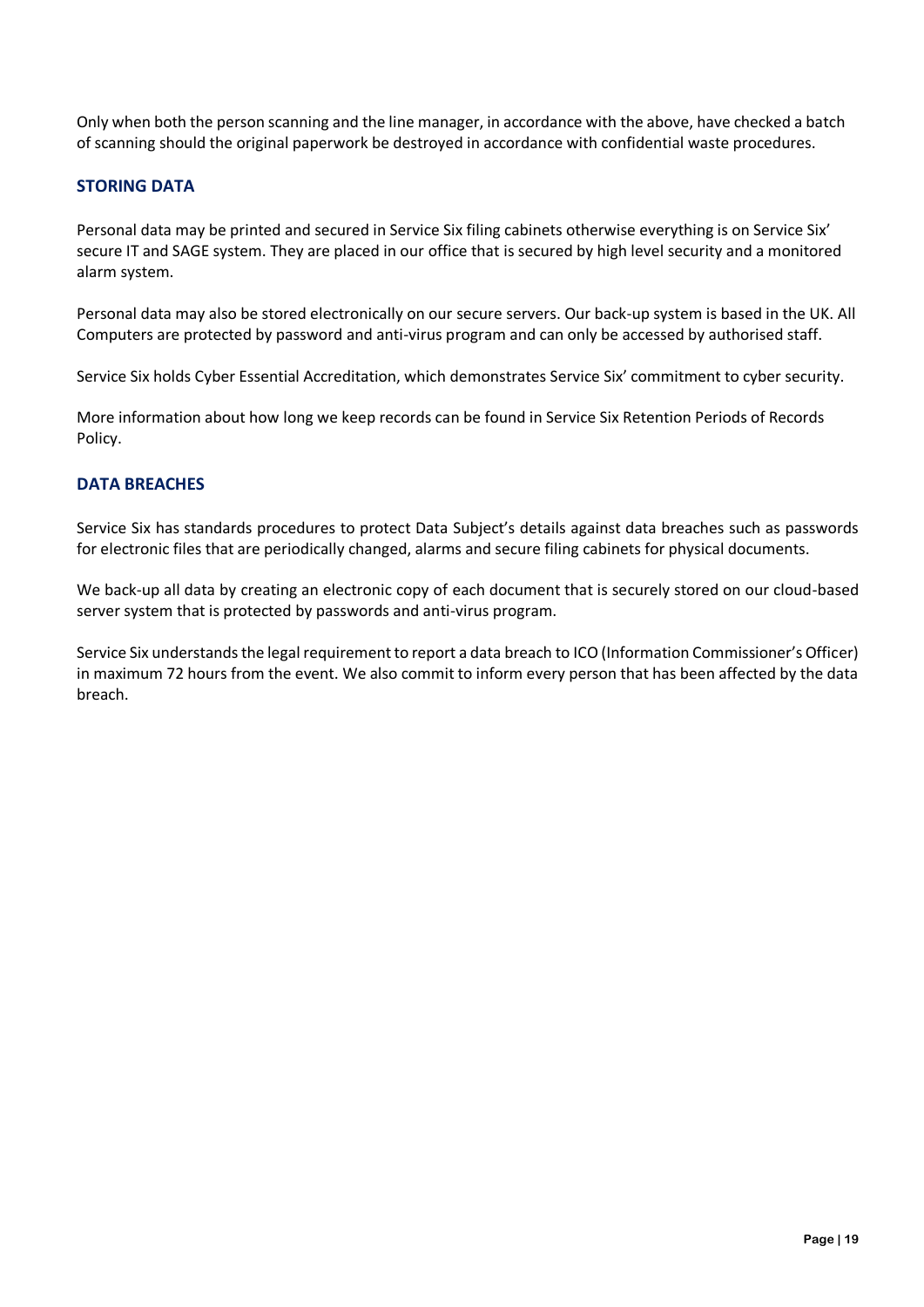Only when both the person scanning and the line manager, in accordance with the above, have checked a batch of scanning should the original paperwork be destroyed in accordance with confidential waste procedures.

## STORING DATA

Personal data may be printed and secured in Service Six filing cabinets otherwise everything is on Service Six' secure IT and SAGE system. They are placed in our office that is secured by high level security and a monitored alarm system.

Personal data may also be stored electronically on our secure servers. Our back-up system is based in the UK. All Computers are protected by password and anti-virus program and can only be accessed by authorised staff.

Service Six holds Cyber Essential Accreditation, which demonstrates Service Six' commitment to cyber security.

More information about how long we keep records can be found in Service Six Retention Periods of Records Policy.

## DATA BREACHES

Service Six has standards procedures to protect Data Subject's details against data breaches such as passwords for electronic files that are periodically changed, alarms and secure filing cabinets for physical documents.

We back-up all data by creating an electronic copy of each document that is securely stored on our cloud-based server system that is protected by passwords and anti-virus program.

Service Six understands the legal requirement to report a data breach to ICO (Information Commissioner's Officer) in maximum 72 hours from the event. We also commit to inform every person that has been affected by the data breach.